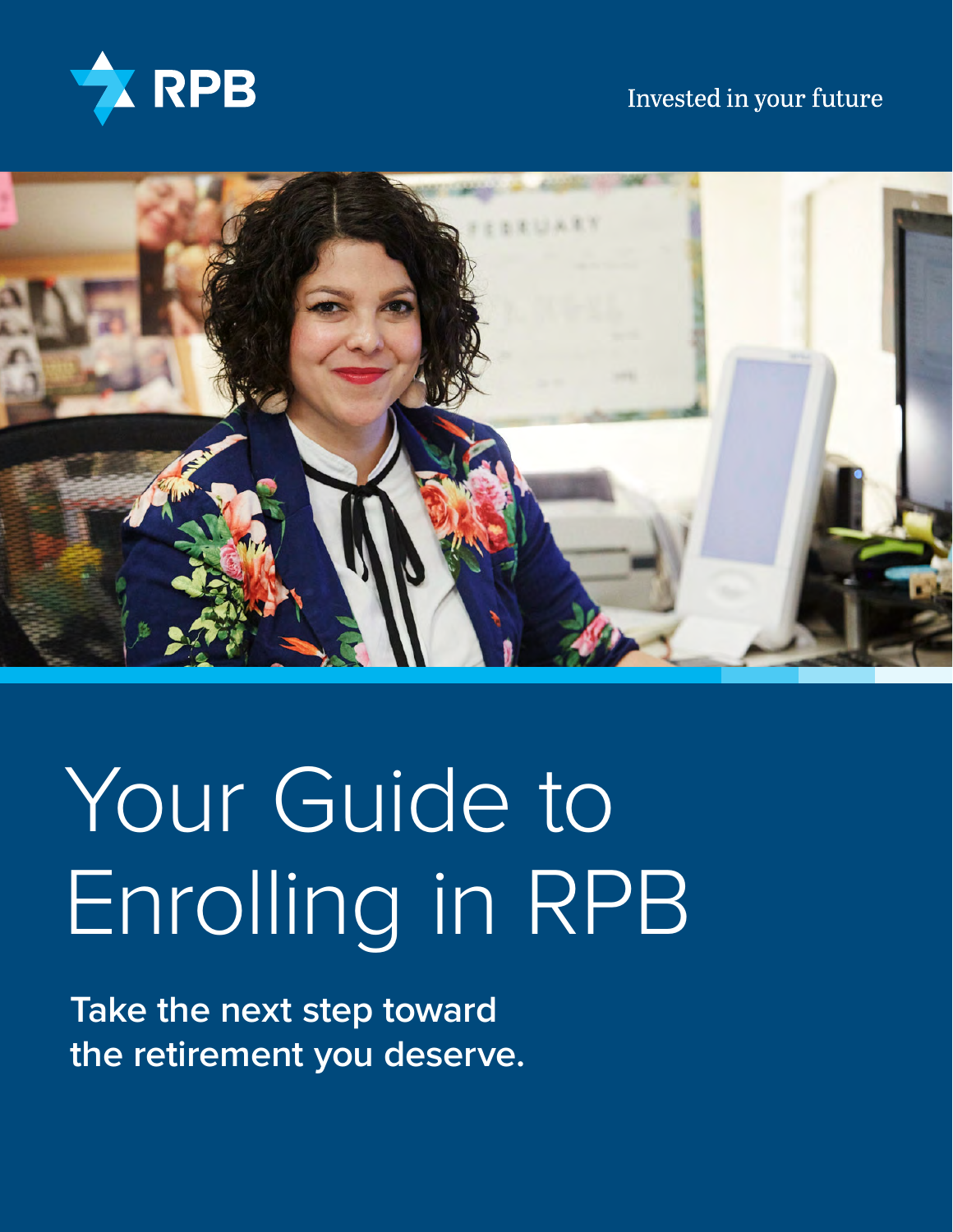RPB

Invested in your future

# Your Guide to Enrolling in RPB

**Take the next step toward the retirement you deserve.**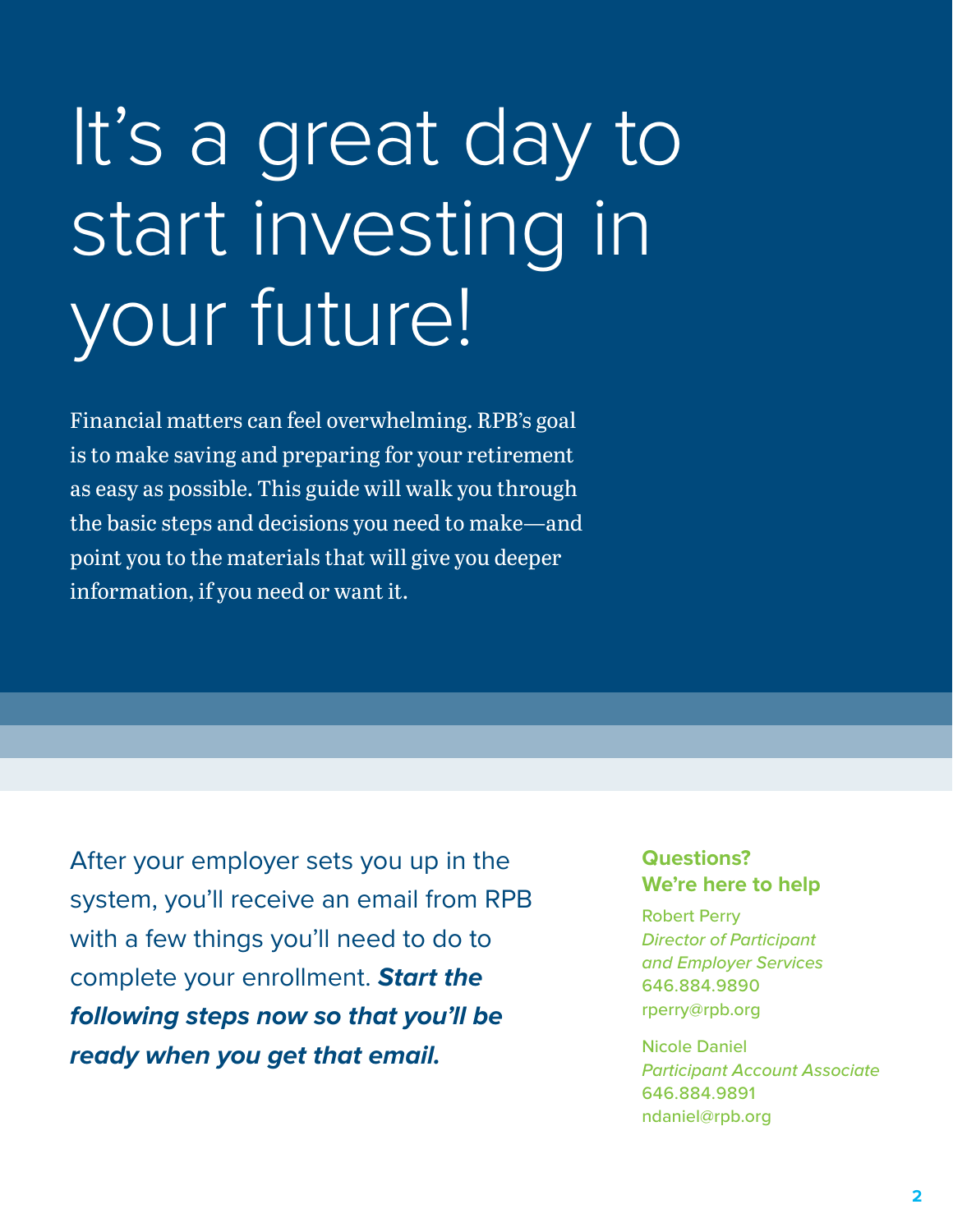# It's a great day to start investing in your future!

Financial matters can feel overwhelming. RPB's goal is to make saving and preparing for your retirement as easy as possible. This guide will walk you through the basic steps and decisions you need to make—and point you to the materials that will give you deeper information, if you need or want it.

After your employer sets you up in the system, you'll receive an email from RPB with a few things you'll need to do to complete your enrollment. ***Start the following steps now so that you'll be ready when you get that email.***

**Questions? We're here to help**

Robert Perry
*Director of Participant and Employer Services*
646.884.9890
rperry@rpb.org

Nicole Daniel
*Participant Account Associate*
646.884.9891
ndaniel@rpb.org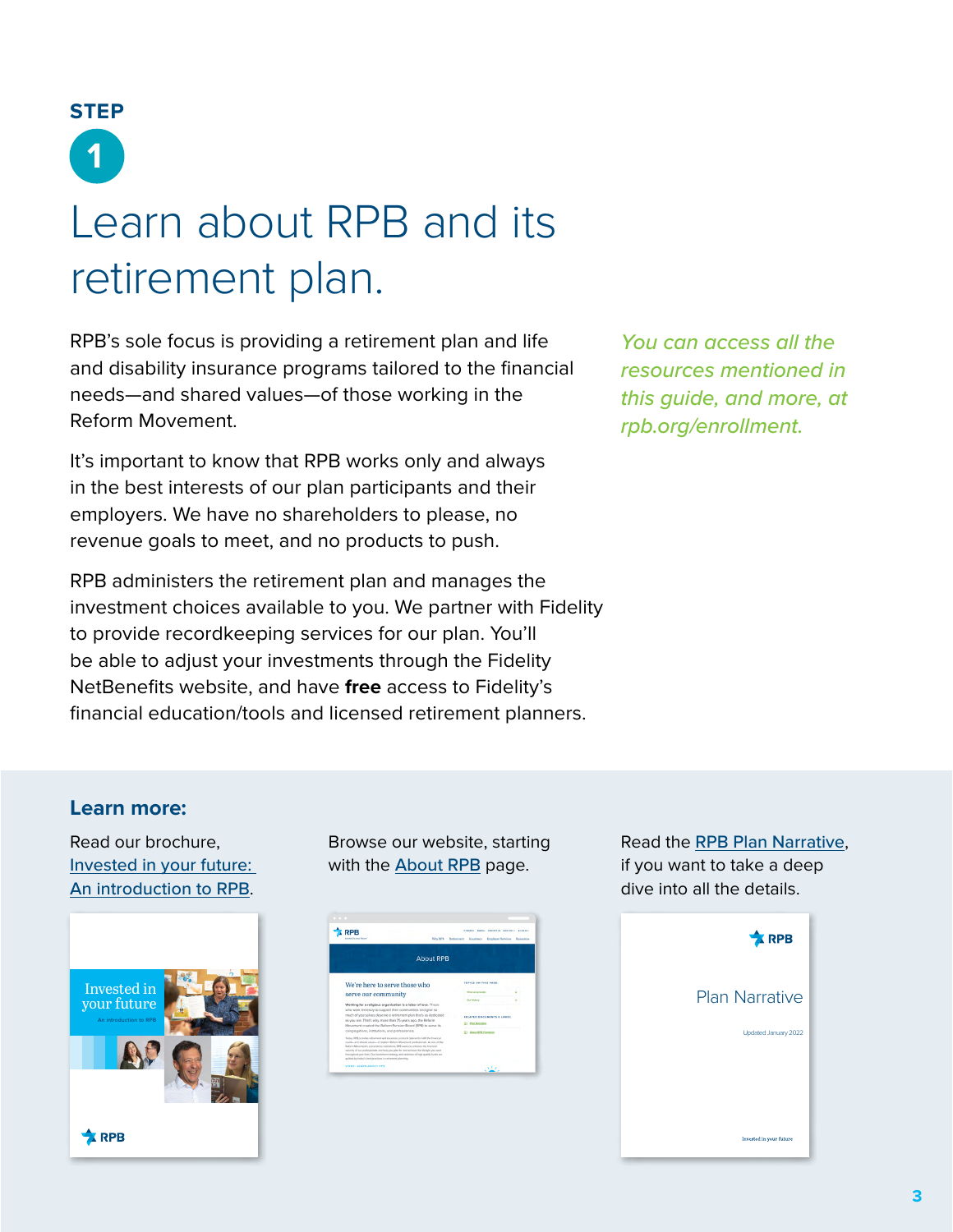STEP

1

# Learn about RPB and its retirement plan.

RPB's sole focus is providing a retirement plan and life and disability insurance programs tailored to the financial needs—and shared values—of those working in the Reform Movement.

It's important to know that RPB works only and always in the best interests of our plan participants and their employers. We have no shareholders to please, no revenue goals to meet, and no products to push.

RPB administers the retirement plan and manages the investment choices available to you. We partner with Fidelity to provide recordkeeping services for our plan. You'll be able to adjust your investments through the Fidelity NetBenefits website, and have **free** access to Fidelity's financial education/tools and licensed retirement planners.

*You can access all the resources mentioned in this guide, and more, at rpb.org/enrollment.*

## Learn more:

Read our brochure, Invested in your future: An introduction to RPB.

Browse our website, starting with the About RPB page.

Read the RPB Plan Narrative, if you want to take a deep dive into all the details.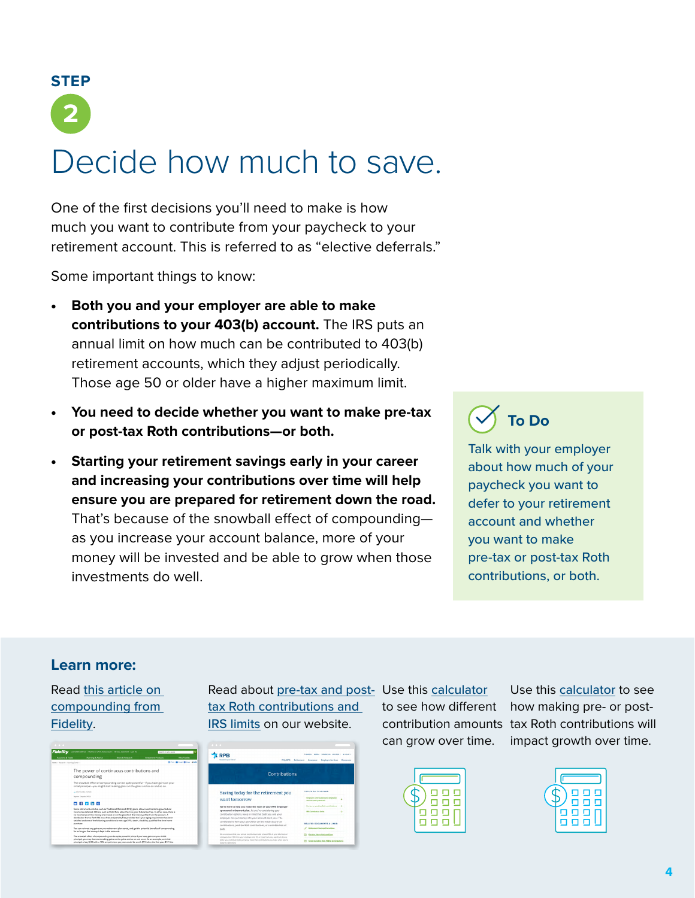STEP

2

# Decide how much to save.

One of the first decisions you'll need to make is how much you want to contribute from your paycheck to your retirement account. This is referred to as "elective deferrals."

Some important things to know:

- **Both you and your employer are able to make contributions to your 403(b) account.** The IRS puts an annual limit on how much can be contributed to 403(b) retirement accounts, which they adjust periodically. Those age 50 or older have a higher maximum limit.
- **You need to decide whether you want to make pre-tax or post-tax Roth contributions—or both.**
- **Starting your retirement savings early in your career and increasing your contributions over time will help ensure you are prepared for retirement down the road.** That's because of the snowball effect of compounding—as you increase your account balance, more of your money will be invested and be able to grow when those investments do well.

### To Do

Talk with your employer about how much of your paycheck you want to defer to your retirement account and whether you want to make pre-tax or post-tax Roth contributions, or both.

## Learn more:

Read this article on compounding from Fidelity.

Read about pre-tax and post-tax Roth contributions and IRS limits on our website.

Use this calculator to see how different contribution amounts can grow over time.

Use this calculator to see how making pre- or post-tax Roth contributions will impact growth over time.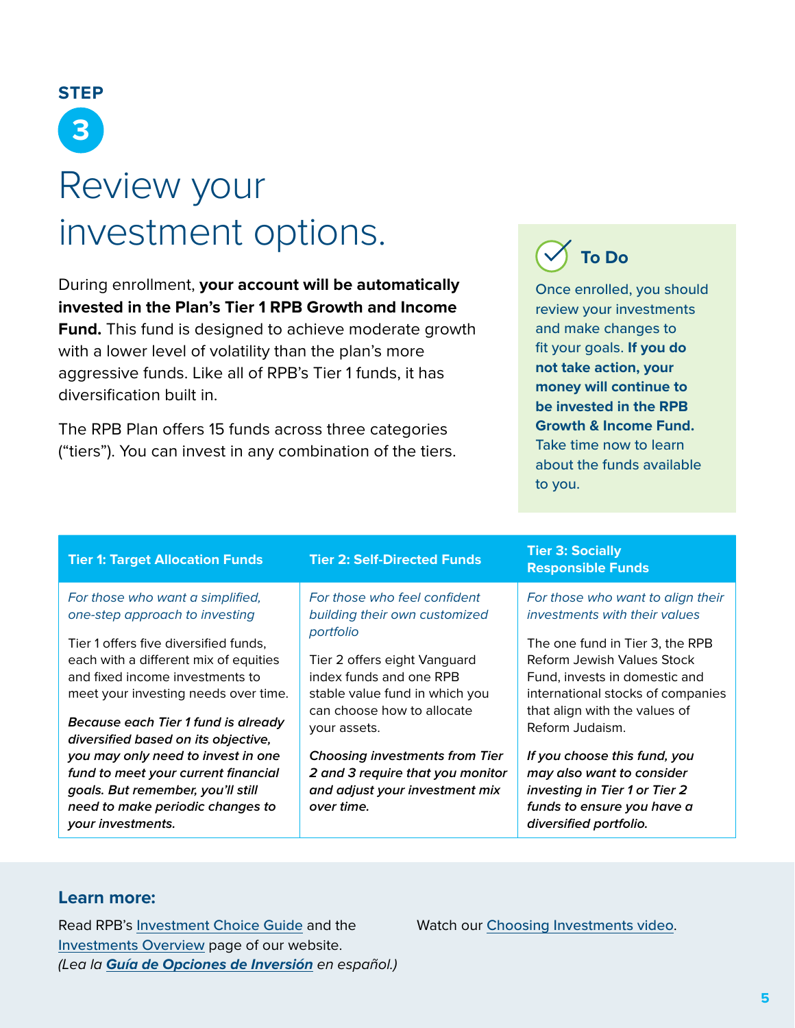STEP 3

# Review your investment options.

During enrollment, **your account will be automatically invested in the Plan's Tier 1 RPB Growth and Income Fund.** This fund is designed to achieve moderate growth with a lower level of volatility than the plan's more aggressive funds. Like all of RPB's Tier 1 funds, it has diversification built in.

The RPB Plan offers 15 funds across three categories ("tiers"). You can invest in any combination of the tiers.

### To Do

Once enrolled, you should review your investments and make changes to fit your goals. **If you do not take action, your money will continue to be invested in the RPB Growth & Income Fund.** Take time now to learn about the funds available to you.

| Tier 1: Target Allocation Funds | Tier 2: Self-Directed Funds | Tier 3: Socially Responsible Funds |
|---|---|---|
| *For those who want a simplified, one-step approach to investing*<br><br>Tier 1 offers five diversified funds, each with a different mix of equities and fixed income investments to meet your investing needs over time.<br><br>***Because each Tier 1 fund is already diversified based on its objective, you may only need to invest in one fund to meet your current financial goals. But remember, you'll still need to make periodic changes to your investments.*** | *For those who feel confident building their own customized portfolio*<br><br>Tier 2 offers eight Vanguard index funds and one RPB stable value fund in which you can choose how to allocate your assets.<br><br>***Choosing investments from Tier 2 and 3 require that you monitor and adjust your investment mix over time.*** | *For those who want to align their investments with their values*<br><br>The one fund in Tier 3, the RPB Reform Jewish Values Stock Fund, invests in domestic and international stocks of companies that align with the values of Reform Judaism.<br><br>***If you choose this fund, you may also want to consider investing in Tier 1 or Tier 2 funds to ensure you have a diversified portfolio.*** |

### Learn more:

Read RPB's Investment Choice Guide and the Investments Overview page of our website.
*(Lea la **Guía de Opciones de Inversión** en español.)*

Watch our Choosing Investments video.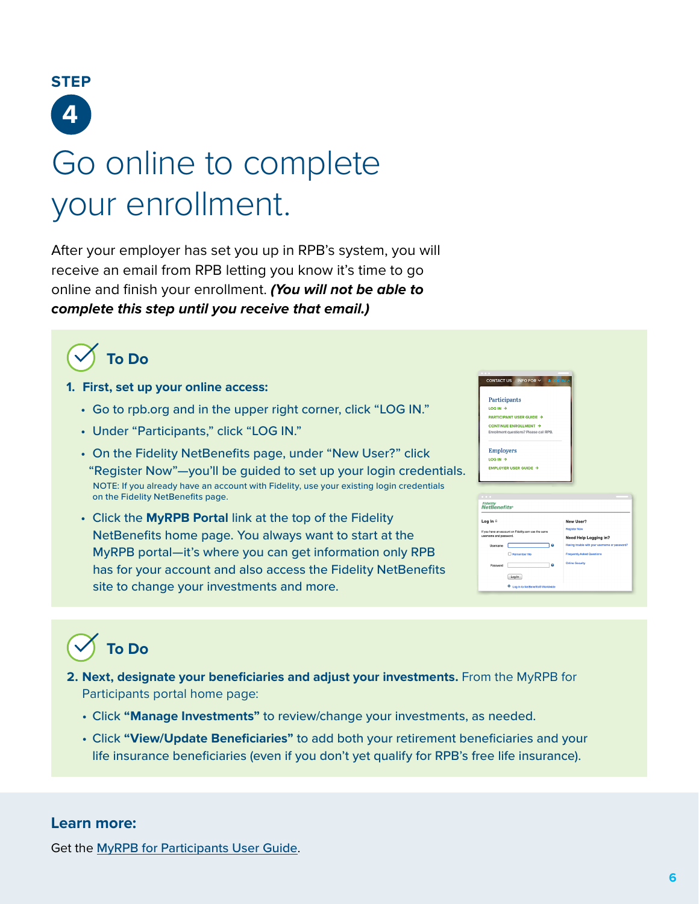STEP

4

# Go online to complete your enrollment.

After your employer has set you up in RPB's system, you will receive an email from RPB letting you know it's time to go online and finish your enrollment. ***(You will not be able to complete this step until you receive that email.)***

## To Do

1. **First, set up your online access:**
   - Go to rpb.org and in the upper right corner, click "LOG IN."
   - Under "Participants," click "LOG IN."
   - On the Fidelity NetBenefits page, under "New User?" click "Register Now"—you'll be guided to set up your login credentials.
     NOTE: If you already have an account with Fidelity, use your existing login credentials on the Fidelity NetBenefits page.
   - Click the **MyRPB Portal** link at the top of the Fidelity NetBenefits home page. You always want to start at the MyRPB portal—it's where you can get information only RPB has for your account and also access the Fidelity NetBenefits site to change your investments and more.

## To Do

2. **Next, designate your beneficiaries and adjust your investments.** From the MyRPB for Participants portal home page:
   - Click **"Manage Investments"** to review/change your investments, as needed.
   - Click **"View/Update Beneficiaries"** to add both your retirement beneficiaries and your life insurance beneficiaries (even if you don't yet qualify for RPB's free life insurance).

### Learn more:

Get the MyRPB for Participants User Guide.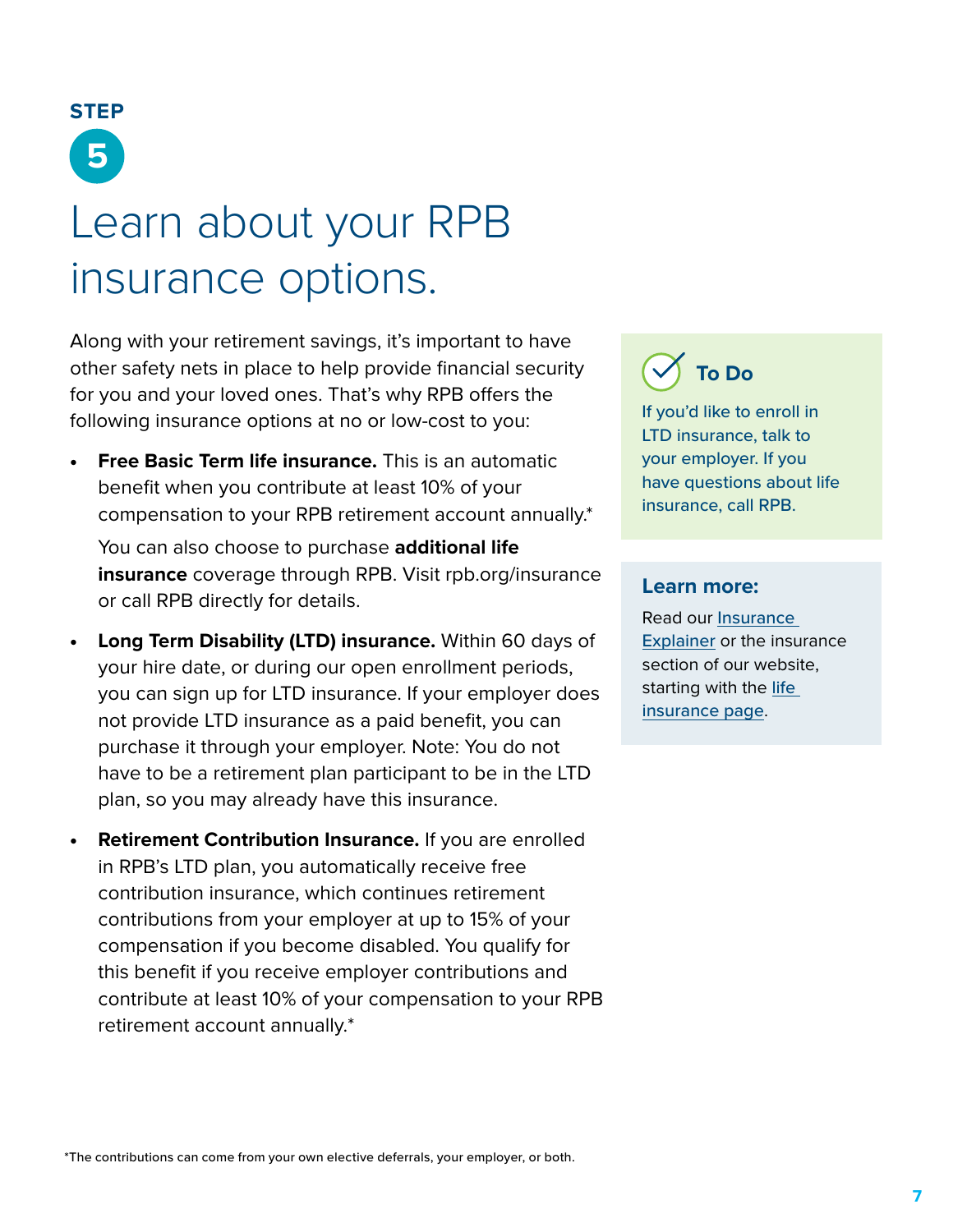STEP

5

# Learn about your RPB insurance options.

Along with your retirement savings, it's important to have other safety nets in place to help provide financial security for you and your loved ones. That's why RPB offers the following insurance options at no or low-cost to you:

- **Free Basic Term life insurance.** This is an automatic benefit when you contribute at least 10% of your compensation to your RPB retirement account annually.*

  You can also choose to purchase **additional life insurance** coverage through RPB. Visit rpb.org/insurance or call RPB directly for details.

- **Long Term Disability (LTD) insurance.** Within 60 days of your hire date, or during our open enrollment periods, you can sign up for LTD insurance. If your employer does not provide LTD insurance as a paid benefit, you can purchase it through your employer. Note: You do not have to be a retirement plan participant to be in the LTD plan, so you may already have this insurance.

- **Retirement Contribution Insurance.** If you are enrolled in RPB's LTD plan, you automatically receive free contribution insurance, which continues retirement contributions from your employer at up to 15% of your compensation if you become disabled. You qualify for this benefit if you receive employer contributions and contribute at least 10% of your compensation to your RPB retirement account annually.*

### To Do

If you'd like to enroll in LTD insurance, talk to your employer. If you have questions about life insurance, call RPB.

### Learn more:

Read our Insurance Explainer or the insurance section of our website, starting with the life insurance page.

*The contributions can come from your own elective deferrals, your employer, or both.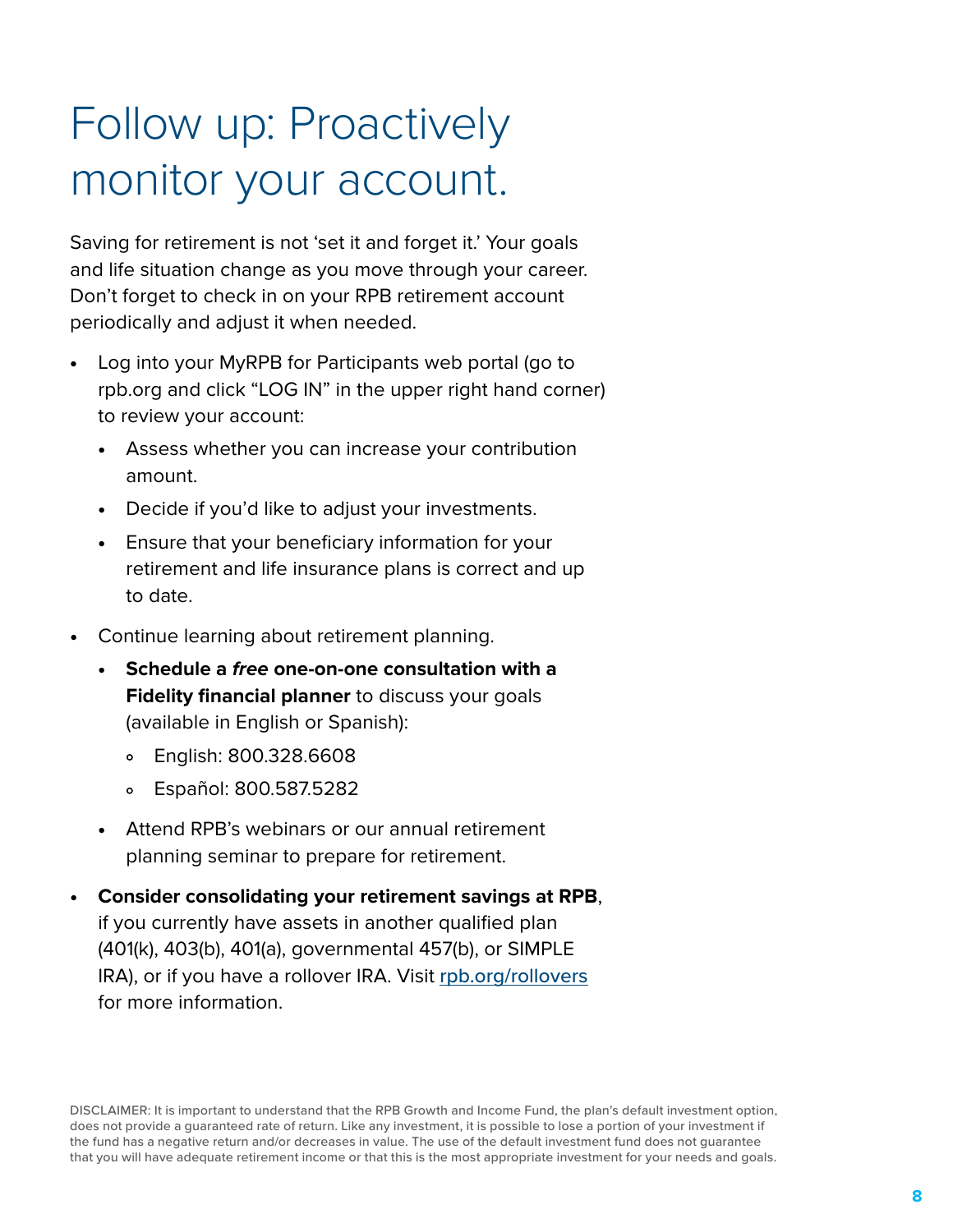# Follow up: Proactively monitor your account.

Saving for retirement is not 'set it and forget it.' Your goals and life situation change as you move through your career. Don't forget to check in on your RPB retirement account periodically and adjust it when needed.

- Log into your MyRPB for Participants web portal (go to rpb.org and click "LOG IN" in the upper right hand corner) to review your account:
  - Assess whether you can increase your contribution amount.
  - Decide if you'd like to adjust your investments.
  - Ensure that your beneficiary information for your retirement and life insurance plans is correct and up to date.
- Continue learning about retirement planning.
  - **Schedule a *free* one-on-one consultation with a Fidelity financial planner** to discuss your goals (available in English or Spanish):
    - English: 800.328.6608
    - Español: 800.587.5282
  - Attend RPB's webinars or our annual retirement planning seminar to prepare for retirement.
- **Consider consolidating your retirement savings at RPB**, if you currently have assets in another qualified plan (401(k), 403(b), 401(a), governmental 457(b), or SIMPLE IRA), or if you have a rollover IRA. Visit [rpb.org/rollovers](rpb.org/rollovers) for more information.

DISCLAIMER: It is important to understand that the RPB Growth and Income Fund, the plan's default investment option, does not provide a guaranteed rate of return. Like any investment, it is possible to lose a portion of your investment if the fund has a negative return and/or decreases in value. The use of the default investment fund does not guarantee that you will have adequate retirement income or that this is the most appropriate investment for your needs and goals.